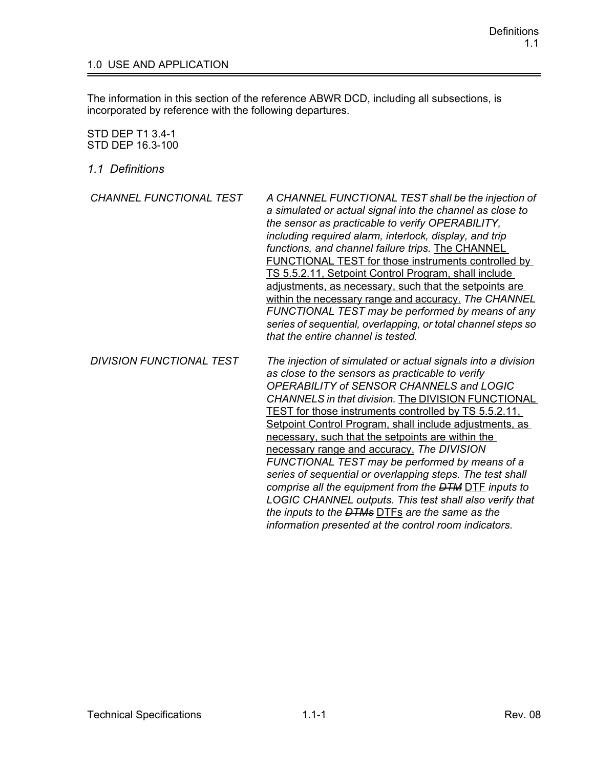# 1.0 USE AND APPLICATION

The information in this section of the reference ABWR DCD, including all subsections, is incorporated by reference with the following departures.

STD DEP T1 3.4-1
STD DEP 16.3-100

## *1.1 Definitions*

| | |
|---|---|
| *CHANNEL FUNCTIONAL TEST* | *A CHANNEL FUNCTIONAL TEST shall be the injection of a simulated or actual signal into the channel as close to the sensor as practicable to verify OPERABILITY, including required alarm, interlock, display, and trip functions, and channel failure trips.* <u>The CHANNEL FUNCTIONAL TEST for those instruments controlled by TS 5.5.2.11, Setpoint Control Program, shall include adjustments, as necessary, such that the setpoints are within the necessary range and accuracy.</u> *The CHANNEL FUNCTIONAL TEST may be performed by means of any series of sequential, overlapping, or total channel steps so that the entire channel is tested.* |
| *DIVISION FUNCTIONAL TEST* | *The injection of simulated or actual signals into a division as close to the sensors as practicable to verify OPERABILITY of SENSOR CHANNELS and LOGIC CHANNELS in that division.* <u>The DIVISION FUNCTIONAL TEST for those instruments controlled by TS 5.5.2.11, Setpoint Control Program, shall include adjustments, as necessary, such that the setpoints are within the necessary range and accuracy.</u> *The DIVISION FUNCTIONAL TEST may be performed by means of a series of sequential or overlapping steps. The test shall comprise all the equipment from the ~~DTM~~* <u>DTF</u> *inputs to LOGIC CHANNEL outputs. This test shall also verify that the inputs to the ~~DTMs~~* <u>DTFs</u> *are the same as the information presented at the control room indicators.* |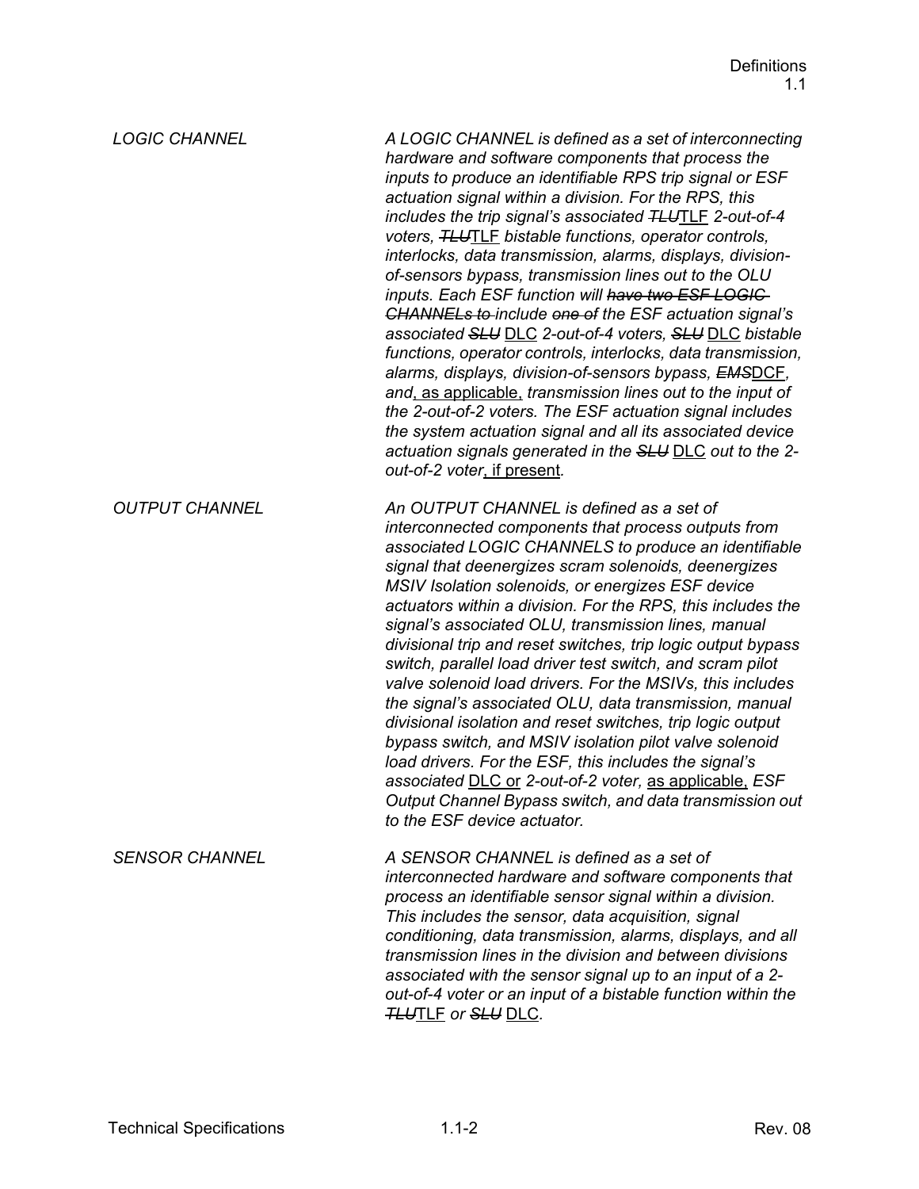| | |
|---|---|
| *LOGIC CHANNEL* | *A LOGIC CHANNEL is defined as a set of interconnecting hardware and software components that process the inputs to produce an identifiable RPS trip signal or ESF actuation signal within a division. For the RPS, this includes the trip signal's associated* ~~*TLU*~~<u>TLF</u> *2-out-of-4 voters,* ~~*TLU*~~<u>TLF</u> *bistable functions, operator controls, interlocks, data transmission, alarms, displays, division-of-sensors bypass, transmission lines out to the OLU inputs. Each ESF function will* ~~*have two ESF LOGIC CHANNELs to*~~ *include* ~~*one of*~~ *the ESF actuation signal's associated* ~~*SLU*~~ <u>DLC</u> *2-out-of-4 voters,* ~~*SLU*~~ <u>DLC</u> *bistable functions, operator controls, interlocks, data transmission, alarms, displays, division-of-sensors bypass,* ~~*EMS*~~<u>DCF</u>*, and*<u>, as applicable,</u> *transmission lines out to the input of the 2-out-of-2 voters. The ESF actuation signal includes the system actuation signal and all its associated device actuation signals generated in the* ~~*SLU*~~ <u>DLC</u> *out to the 2-out-of-2 voter*<u>, if present</u>*.* |
| *OUTPUT CHANNEL* | *An OUTPUT CHANNEL is defined as a set of interconnected components that process outputs from associated LOGIC CHANNELS to produce an identifiable signal that deenergizes scram solenoids, deenergizes MSIV Isolation solenoids, or energizes ESF device actuators within a division. For the RPS, this includes the signal's associated OLU, transmission lines, manual divisional trip and reset switches, trip logic output bypass switch, parallel load driver test switch, and scram pilot valve solenoid load drivers. For the MSIVs, this includes the signal's associated OLU, data transmission, manual divisional isolation and reset switches, trip logic output bypass switch, and MSIV isolation pilot valve solenoid load drivers. For the ESF, this includes the signal's associated* <u>DLC or</u> *2-out-of-2 voter,* <u>as applicable,</u> *ESF Output Channel Bypass switch, and data transmission out to the ESF device actuator.* |
| *SENSOR CHANNEL* | *A SENSOR CHANNEL is defined as a set of interconnected hardware and software components that process an identifiable sensor signal within a division. This includes the sensor, data acquisition, signal conditioning, data transmission, alarms, displays, and all transmission lines in the division and between divisions associated with the sensor signal up to an input of a 2-out-of-4 voter or an input of a bistable function within the* ~~*TLU*~~<u>TLF</u> *or* ~~*SLU*~~ <u>DLC</u>*.* |